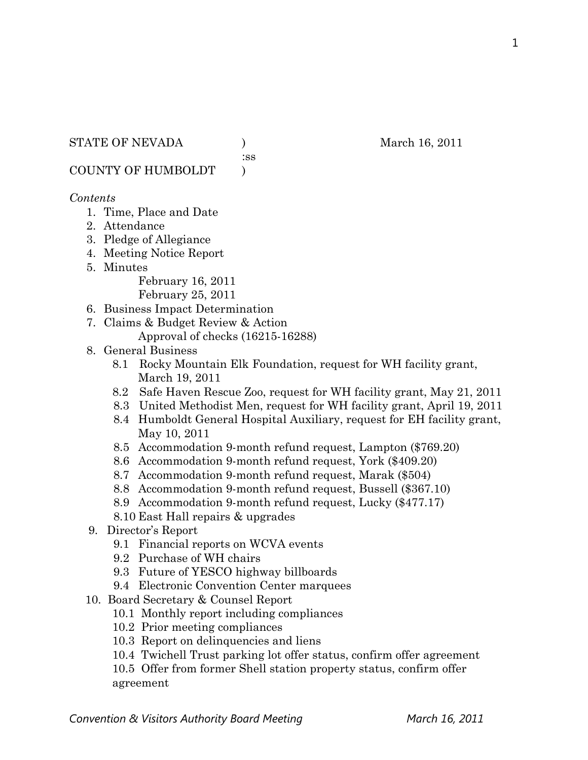STATE OF NEVADA ) March 16, 2011
:ss
COUNTY OF HUMBOLDT )

*Contents*

1. Time, Place and Date
2. Attendance
3. Pledge of Allegiance
4. Meeting Notice Report
5. Minutes
   February 16, 2011
   February 25, 2011
6. Business Impact Determination
7. Claims & Budget Review & Action
   Approval of checks (16215-16288)
8. General Business
   - 8.1 Rocky Mountain Elk Foundation, request for WH facility grant, March 19, 2011
   - 8.2 Safe Haven Rescue Zoo, request for WH facility grant, May 21, 2011
   - 8.3 United Methodist Men, request for WH facility grant, April 19, 2011
   - 8.4 Humboldt General Hospital Auxiliary, request for EH facility grant, May 10, 2011
   - 8.5 Accommodation 9-month refund request, Lampton ($769.20)
   - 8.6 Accommodation 9-month refund request, York ($409.20)
   - 8.7 Accommodation 9-month refund request, Marak ($504)
   - 8.8 Accommodation 9-month refund request, Bussell ($367.10)
   - 8.9 Accommodation 9-month refund request, Lucky ($477.17)
   - 8.10 East Hall repairs & upgrades
9. Director's Report
   - 9.1 Financial reports on WCVA events
   - 9.2 Purchase of WH chairs
   - 9.3 Future of YESCO highway billboards
   - 9.4 Electronic Convention Center marquees
10. Board Secretary & Counsel Report
    - 10.1 Monthly report including compliances
    - 10.2 Prior meeting compliances
    - 10.3 Report on delinquencies and liens
    - 10.4 Twichell Trust parking lot offer status, confirm offer agreement
    - 10.5 Offer from former Shell station property status, confirm offer agreement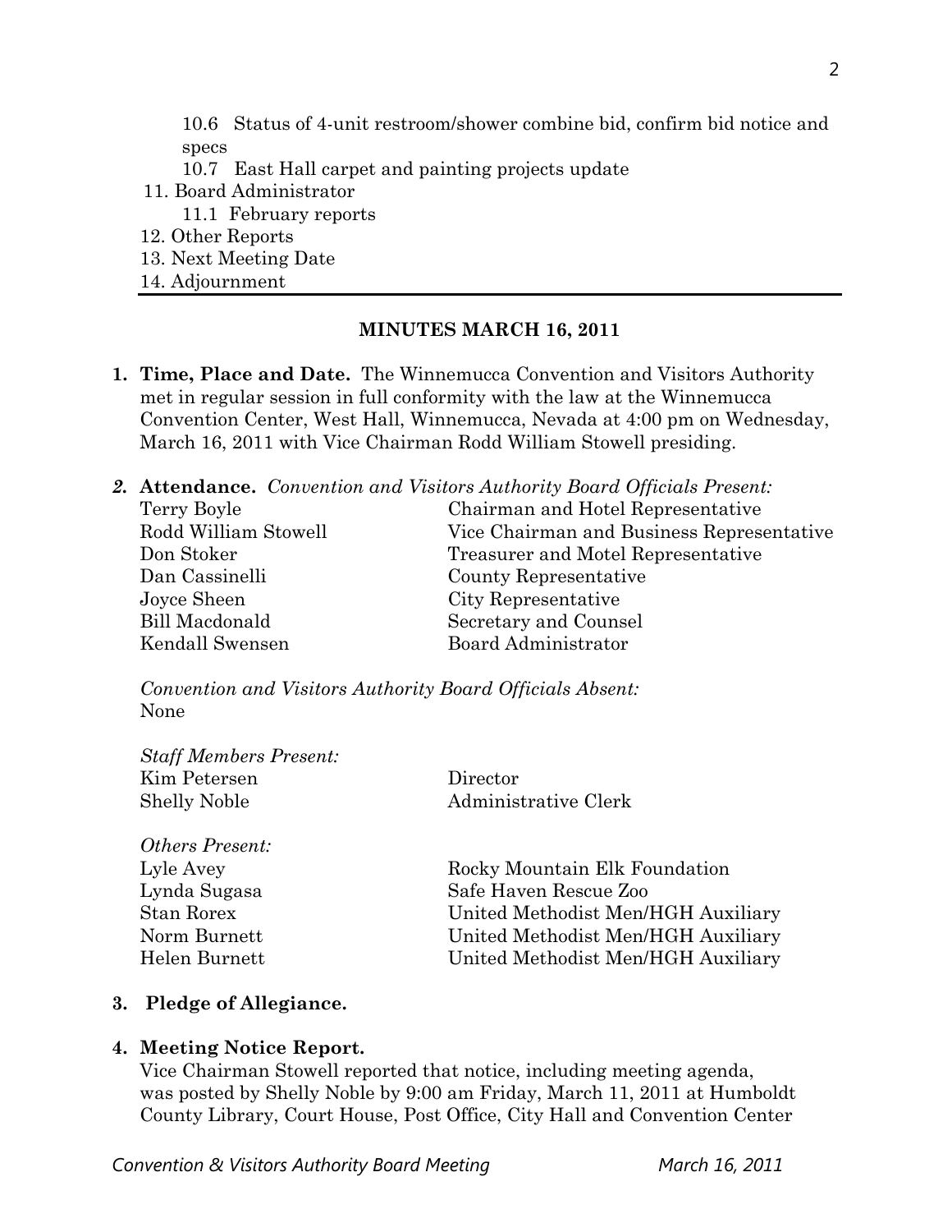10.6 Status of 4-unit restroom/shower combine bid, confirm bid notice and specs

10.7 East Hall carpet and painting projects update

11. Board Administrator
    11.1 February reports
12. Other Reports
13. Next Meeting Date
14. Adjournment

---

**MINUTES MARCH 16, 2011**

1. **Time, Place and Date.** The Winnemucca Convention and Visitors Authority met in regular session in full conformity with the law at the Winnemucca Convention Center, West Hall, Winnemucca, Nevada at 4:00 pm on Wednesday, March 16, 2011 with Vice Chairman Rodd William Stowell presiding.

2. **Attendance.** *Convention and Visitors Authority Board Officials Present:*

| | |
|---|---|
| Terry Boyle | Chairman and Hotel Representative |
| Rodd William Stowell | Vice Chairman and Business Representative |
| Don Stoker | Treasurer and Motel Representative |
| Dan Cassinelli | County Representative |
| Joyce Sheen | City Representative |
| Bill Macdonald | Secretary and Counsel |
| Kendall Swensen | Board Administrator |

*Convention and Visitors Authority Board Officials Absent:*
None

*Staff Members Present:*

| | |
|---|---|
| Kim Petersen | Director |
| Shelly Noble | Administrative Clerk |

*Others Present:*

| | |
|---|---|
| Lyle Avey | Rocky Mountain Elk Foundation |
| Lynda Sugasa | Safe Haven Rescue Zoo |
| Stan Rorex | United Methodist Men/HGH Auxiliary |
| Norm Burnett | United Methodist Men/HGH Auxiliary |
| Helen Burnett | United Methodist Men/HGH Auxiliary |

3. **Pledge of Allegiance.**

4. **Meeting Notice Report.**
   Vice Chairman Stowell reported that notice, including meeting agenda, was posted by Shelly Noble by 9:00 am Friday, March 11, 2011 at Humboldt County Library, Court House, Post Office, City Hall and Convention Center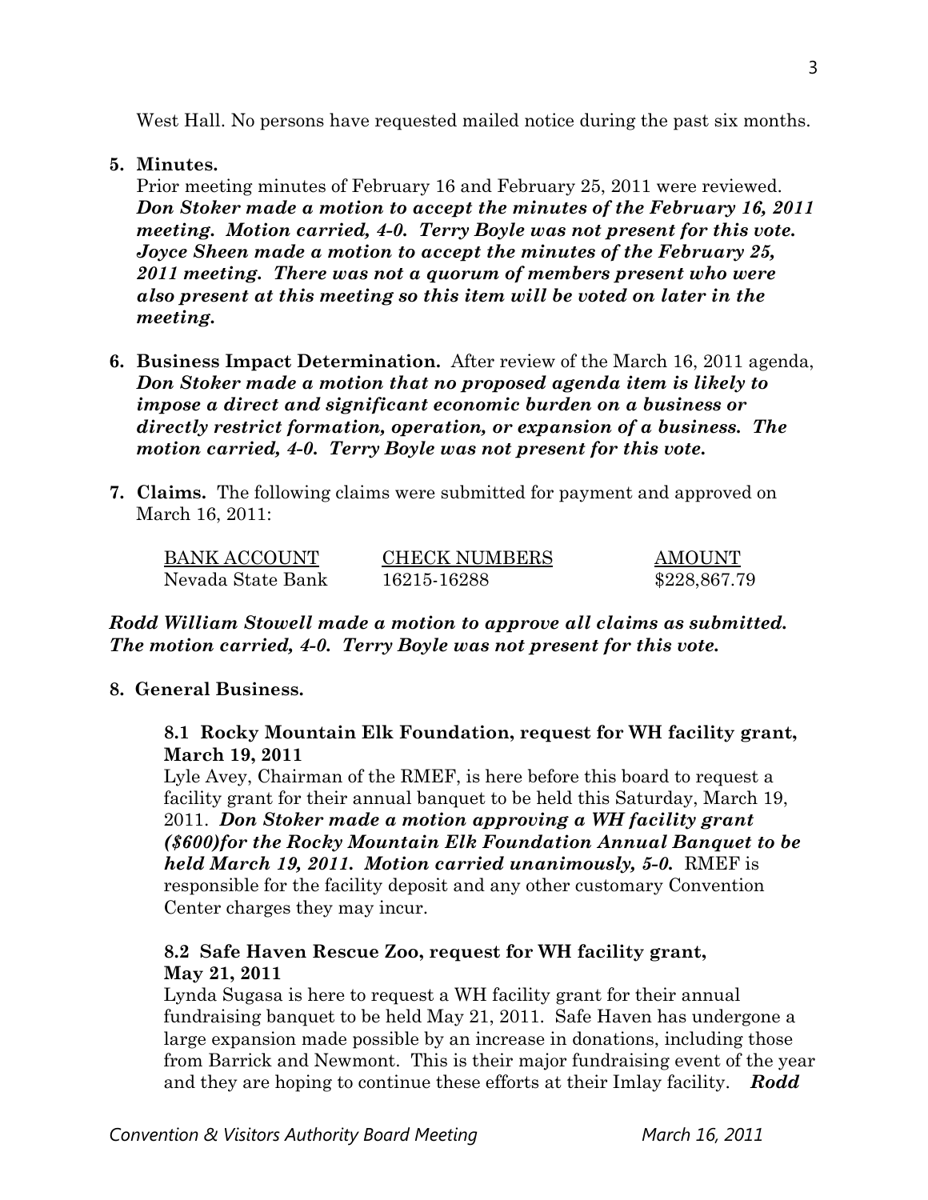West Hall. No persons have requested mailed notice during the past six months.

**5. Minutes.**

Prior meeting minutes of February 16 and February 25, 2011 were reviewed. ***Don Stoker made a motion to accept the minutes of the February 16, 2011 meeting. Motion carried, 4-0. Terry Boyle was not present for this vote. Joyce Sheen made a motion to accept the minutes of the February 25, 2011 meeting. There was not a quorum of members present who were also present at this meeting so this item will be voted on later in the meeting.***

**6. Business Impact Determination.** After review of the March 16, 2011 agenda, ***Don Stoker made a motion that no proposed agenda item is likely to impose a direct and significant economic burden on a business or directly restrict formation, operation, or expansion of a business. The motion carried, 4-0. Terry Boyle was not present for this vote.***

**7. Claims.** The following claims were submitted for payment and approved on March 16, 2011:

| BANK ACCOUNT | CHECK NUMBERS | AMOUNT |
| --- | --- | --- |
| Nevada State Bank | 16215-16288 | $228,867.79 |

***Rodd William Stowell made a motion to approve all claims as submitted. The motion carried, 4-0. Terry Boyle was not present for this vote.***

**8. General Business.**

**8.1 Rocky Mountain Elk Foundation, request for WH facility grant, March 19, 2011**

Lyle Avey, Chairman of the RMEF, is here before this board to request a facility grant for their annual banquet to be held this Saturday, March 19, 2011. ***Don Stoker made a motion approving a WH facility grant ($600)for the Rocky Mountain Elk Foundation Annual Banquet to be held March 19, 2011. Motion carried unanimously, 5-0.*** RMEF is responsible for the facility deposit and any other customary Convention Center charges they may incur.

**8.2 Safe Haven Rescue Zoo, request for WH facility grant, May 21, 2011**

Lynda Sugasa is here to request a WH facility grant for their annual fundraising banquet to be held May 21, 2011. Safe Haven has undergone a large expansion made possible by an increase in donations, including those from Barrick and Newmont. This is their major fundraising event of the year and they are hoping to continue these efforts at their Imlay facility. ***Rodd***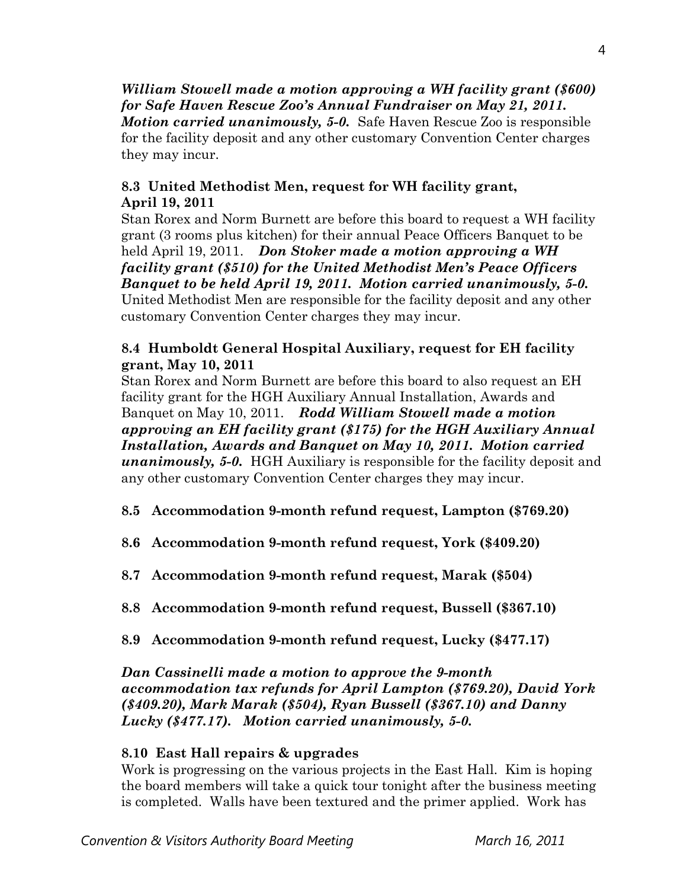***William Stowell made a motion approving a WH facility grant ($600) for Safe Haven Rescue Zoo's Annual Fundraiser on May 21, 2011. Motion carried unanimously, 5-0.*** Safe Haven Rescue Zoo is responsible for the facility deposit and any other customary Convention Center charges they may incur.

**8.3 United Methodist Men, request for WH facility grant, April 19, 2011**

Stan Rorex and Norm Burnett are before this board to request a WH facility grant (3 rooms plus kitchen) for their annual Peace Officers Banquet to be held April 19, 2011. ***Don Stoker made a motion approving a WH facility grant ($510) for the United Methodist Men's Peace Officers Banquet to be held April 19, 2011. Motion carried unanimously, 5-0.*** United Methodist Men are responsible for the facility deposit and any other customary Convention Center charges they may incur.

**8.4 Humboldt General Hospital Auxiliary, request for EH facility grant, May 10, 2011**

Stan Rorex and Norm Burnett are before this board to also request an EH facility grant for the HGH Auxiliary Annual Installation, Awards and Banquet on May 10, 2011. ***Rodd William Stowell made a motion approving an EH facility grant ($175) for the HGH Auxiliary Annual Installation, Awards and Banquet on May 10, 2011. Motion carried unanimously, 5-0.*** HGH Auxiliary is responsible for the facility deposit and any other customary Convention Center charges they may incur.

**8.5 Accommodation 9-month refund request, Lampton ($769.20)**

**8.6 Accommodation 9-month refund request, York ($409.20)**

**8.7 Accommodation 9-month refund request, Marak ($504)**

**8.8 Accommodation 9-month refund request, Bussell ($367.10)**

**8.9 Accommodation 9-month refund request, Lucky ($477.17)**

***Dan Cassinelli made a motion to approve the 9-month accommodation tax refunds for April Lampton ($769.20), David York ($409.20), Mark Marak ($504), Ryan Bussell ($367.10) and Danny Lucky ($477.17). Motion carried unanimously, 5-0.***

**8.10 East Hall repairs & upgrades**

Work is progressing on the various projects in the East Hall. Kim is hoping the board members will take a quick tour tonight after the business meeting is completed. Walls have been textured and the primer applied. Work has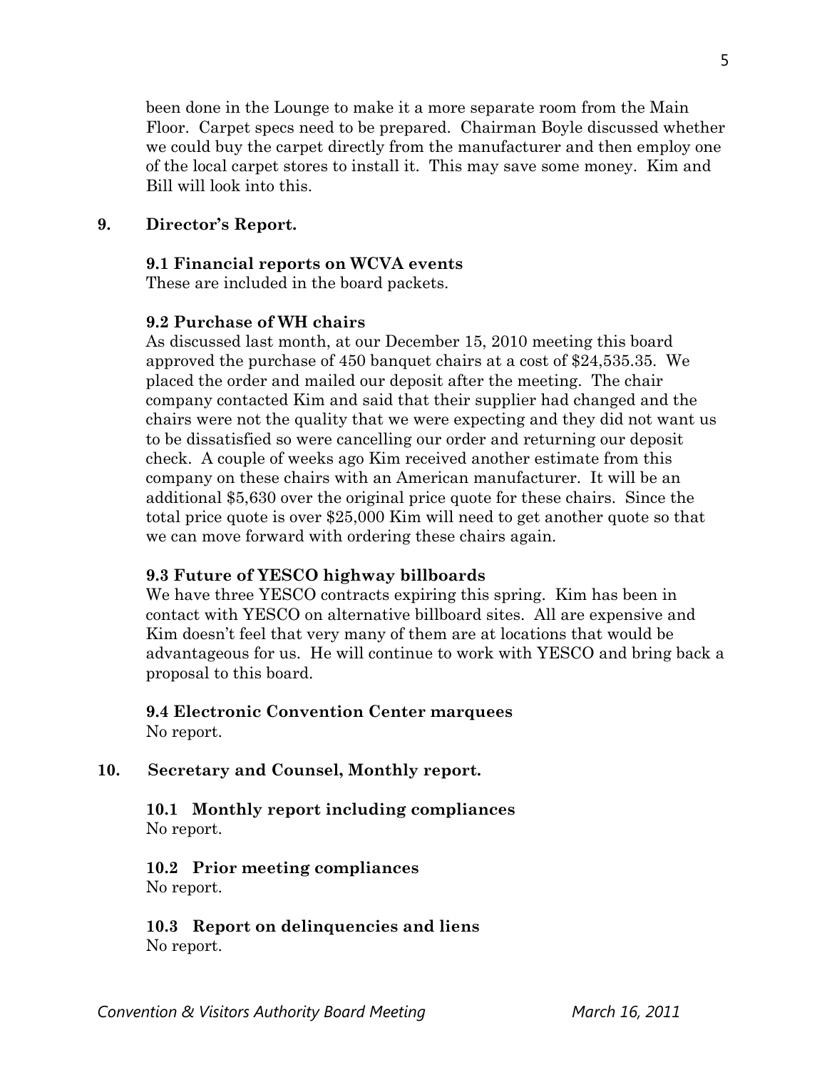been done in the Lounge to make it a more separate room from the Main Floor. Carpet specs need to be prepared. Chairman Boyle discussed whether we could buy the carpet directly from the manufacturer and then employ one of the local carpet stores to install it. This may save some money. Kim and Bill will look into this.

**9. Director's Report.**

**9.1 Financial reports on WCVA events**
These are included in the board packets.

**9.2 Purchase of WH chairs**
As discussed last month, at our December 15, 2010 meeting this board approved the purchase of 450 banquet chairs at a cost of $24,535.35. We placed the order and mailed our deposit after the meeting. The chair company contacted Kim and said that their supplier had changed and the chairs were not the quality that we were expecting and they did not want us to be dissatisfied so were cancelling our order and returning our deposit check. A couple of weeks ago Kim received another estimate from this company on these chairs with an American manufacturer. It will be an additional $5,630 over the original price quote for these chairs. Since the total price quote is over $25,000 Kim will need to get another quote so that we can move forward with ordering these chairs again.

**9.3 Future of YESCO highway billboards**
We have three YESCO contracts expiring this spring. Kim has been in contact with YESCO on alternative billboard sites. All are expensive and Kim doesn't feel that very many of them are at locations that would be advantageous for us. He will continue to work with YESCO and bring back a proposal to this board.

**9.4 Electronic Convention Center marquees**
No report.

**10. Secretary and Counsel, Monthly report.**

**10.1 Monthly report including compliances**
No report.

**10.2 Prior meeting compliances**
No report.

**10.3 Report on delinquencies and liens**
No report.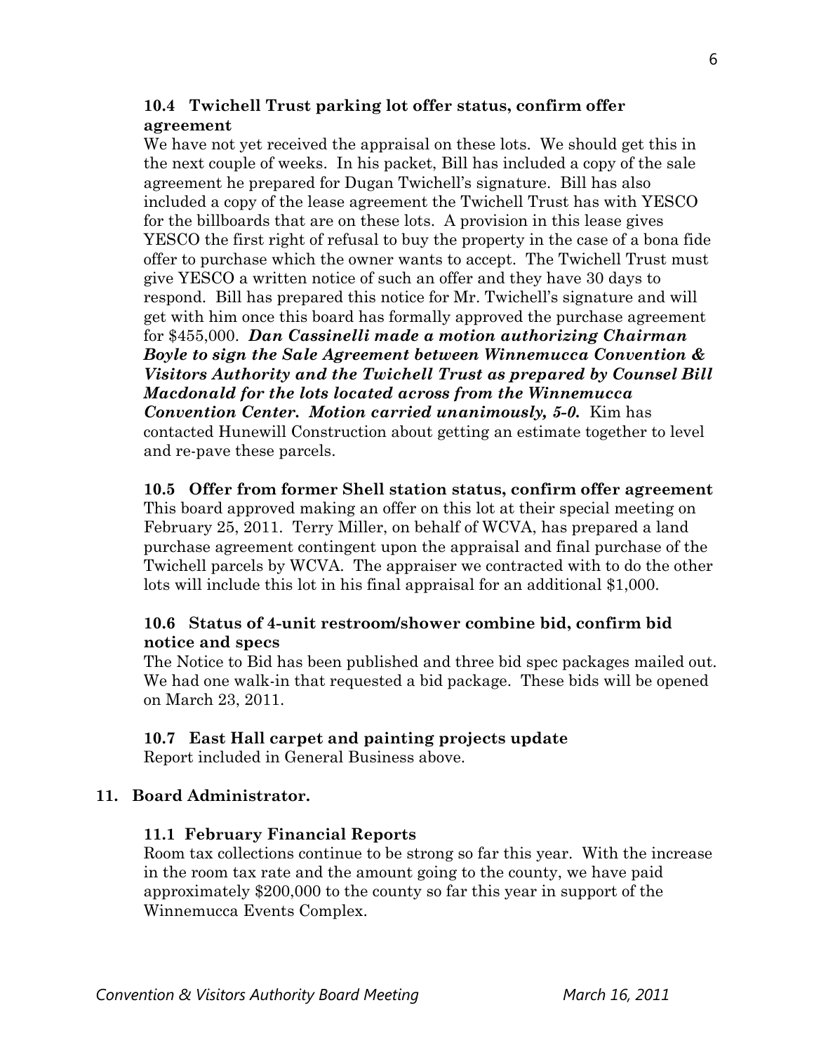**10.4 Twichell Trust parking lot offer status, confirm offer agreement**

We have not yet received the appraisal on these lots. We should get this in the next couple of weeks. In his packet, Bill has included a copy of the sale agreement he prepared for Dugan Twichell's signature. Bill has also included a copy of the lease agreement the Twichell Trust has with YESCO for the billboards that are on these lots. A provision in this lease gives YESCO the first right of refusal to buy the property in the case of a bona fide offer to purchase which the owner wants to accept. The Twichell Trust must give YESCO a written notice of such an offer and they have 30 days to respond. Bill has prepared this notice for Mr. Twichell's signature and will get with him once this board has formally approved the purchase agreement for $455,000. ***Dan Cassinelli made a motion authorizing Chairman Boyle to sign the Sale Agreement between Winnemucca Convention & Visitors Authority and the Twichell Trust as prepared by Counsel Bill Macdonald for the lots located across from the Winnemucca Convention Center. Motion carried unanimously, 5-0.*** Kim has contacted Hunewill Construction about getting an estimate together to level and re-pave these parcels.

**10.5 Offer from former Shell station status, confirm offer agreement**

This board approved making an offer on this lot at their special meeting on February 25, 2011. Terry Miller, on behalf of WCVA, has prepared a land purchase agreement contingent upon the appraisal and final purchase of the Twichell parcels by WCVA. The appraiser we contracted with to do the other lots will include this lot in his final appraisal for an additional $1,000.

**10.6 Status of 4-unit restroom/shower combine bid, confirm bid notice and specs**

The Notice to Bid has been published and three bid spec packages mailed out. We had one walk-in that requested a bid package. These bids will be opened on March 23, 2011.

**10.7 East Hall carpet and painting projects update**

Report included in General Business above.

## 11. Board Administrator.

**11.1 February Financial Reports**

Room tax collections continue to be strong so far this year. With the increase in the room tax rate and the amount going to the county, we have paid approximately $200,000 to the county so far this year in support of the Winnemucca Events Complex.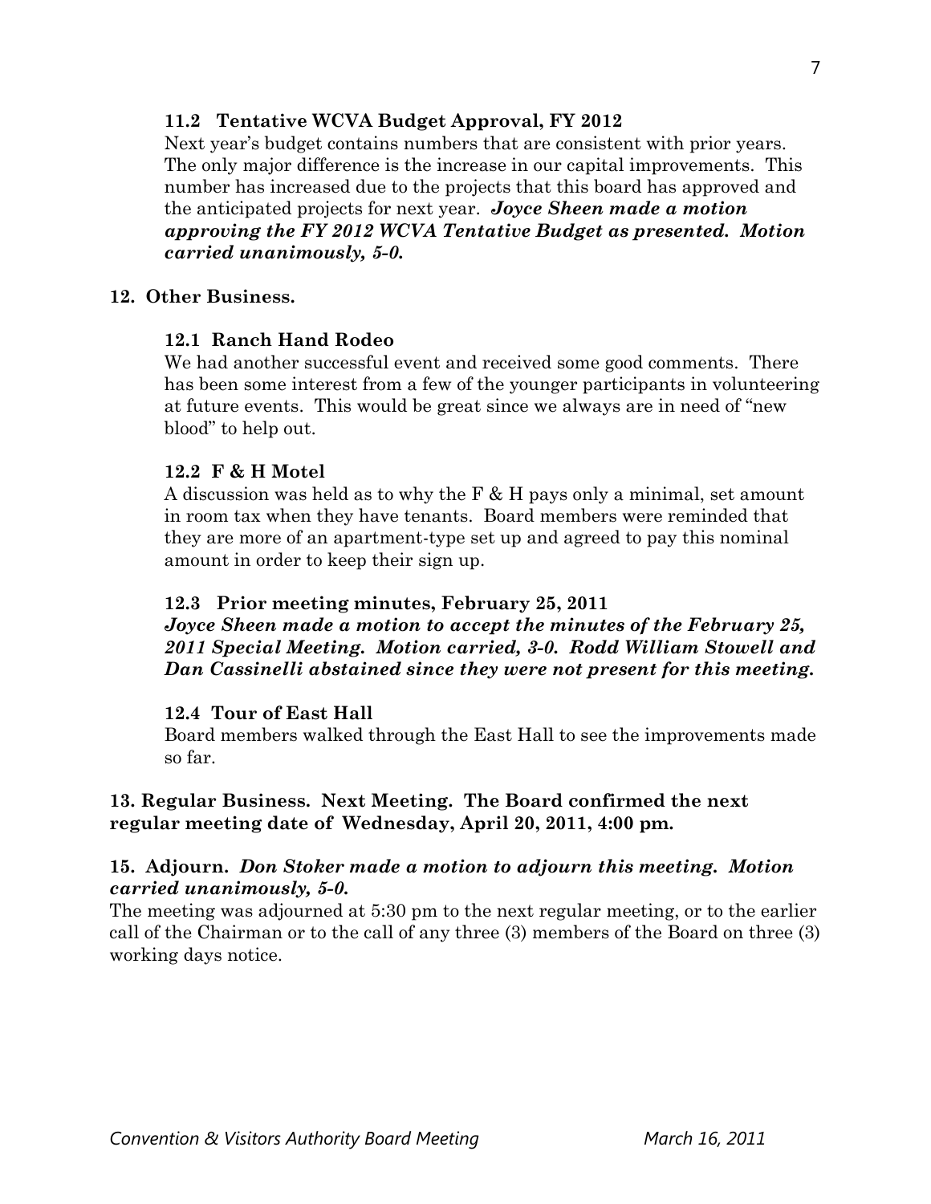**11.2 Tentative WCVA Budget Approval, FY 2012**

Next year's budget contains numbers that are consistent with prior years. The only major difference is the increase in our capital improvements. This number has increased due to the projects that this board has approved and the anticipated projects for next year. ***Joyce Sheen made a motion approving the FY 2012 WCVA Tentative Budget as presented. Motion carried unanimously, 5-0.***

**12. Other Business.**

**12.1 Ranch Hand Rodeo**

We had another successful event and received some good comments. There has been some interest from a few of the younger participants in volunteering at future events. This would be great since we always are in need of "new blood" to help out.

**12.2 F & H Motel**

A discussion was held as to why the F & H pays only a minimal, set amount in room tax when they have tenants. Board members were reminded that they are more of an apartment-type set up and agreed to pay this nominal amount in order to keep their sign up.

**12.3 Prior meeting minutes, February 25, 2011**

***Joyce Sheen made a motion to accept the minutes of the February 25, 2011 Special Meeting. Motion carried, 3-0. Rodd William Stowell and Dan Cassinelli abstained since they were not present for this meeting.***

**12.4 Tour of East Hall**

Board members walked through the East Hall to see the improvements made so far.

**13. Regular Business. Next Meeting. The Board confirmed the next regular meeting date of Wednesday, April 20, 2011, 4:00 pm.**

**15. Adjourn.** ***Don Stoker made a motion to adjourn this meeting. Motion carried unanimously, 5-0.***

The meeting was adjourned at 5:30 pm to the next regular meeting, or to the earlier call of the Chairman or to the call of any three (3) members of the Board on three (3) working days notice.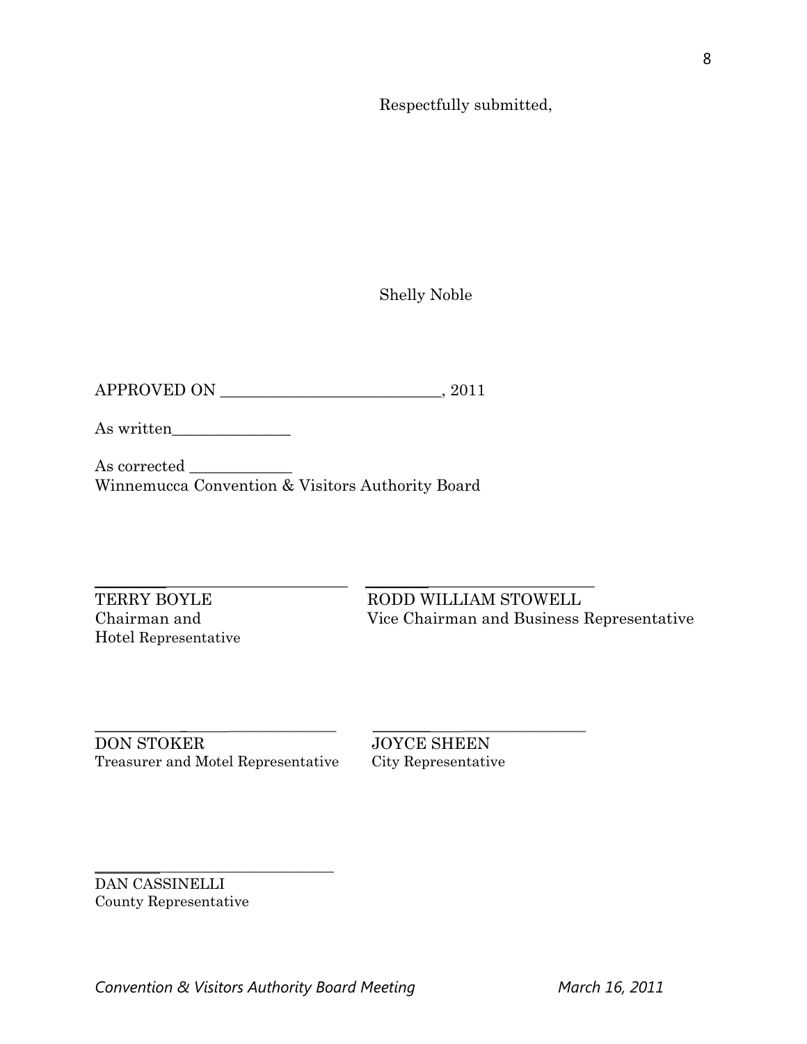Respectfully submitted,

Shelly Noble

APPROVED ON ____________________________, 2011

As written_______________

As corrected _____________
Winnemucca Convention & Visitors Authority Board

_________________________________
TERRY BOYLE
Chairman and
Hotel Representative

_________________________________
RODD WILLIAM STOWELL
Vice Chairman and Business Representative

_________________________________
DON STOKER
Treasurer and Motel Representative

_________________________________
JOYCE SHEEN
City Representative

_________________________________
DAN CASSINELLI
County Representative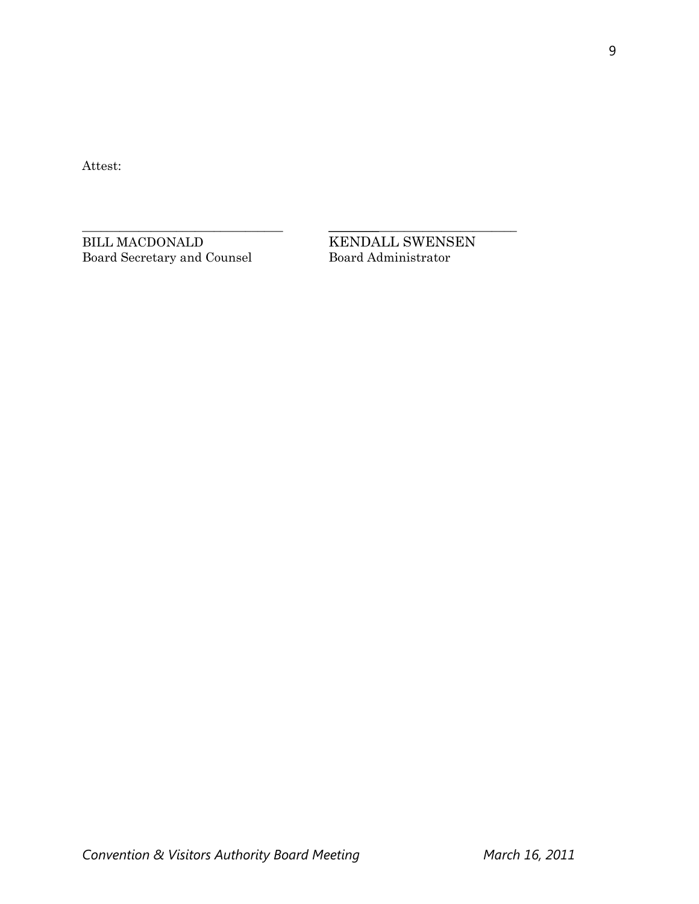Attest:

| | |
|---|---|
| \_\_\_\_\_\_\_\_\_\_\_\_\_\_\_\_\_\_\_\_\_\_\_\_\_\_\_\_\_\_\_ | \_\_\_\_\_\_\_\_\_\_\_\_\_\_\_\_\_\_\_\_\_\_\_\_\_\_\_\_\_\_\_ |
| BILL MACDONALD | KENDALL SWENSEN |
| Board Secretary and Counsel | Board Administrator |